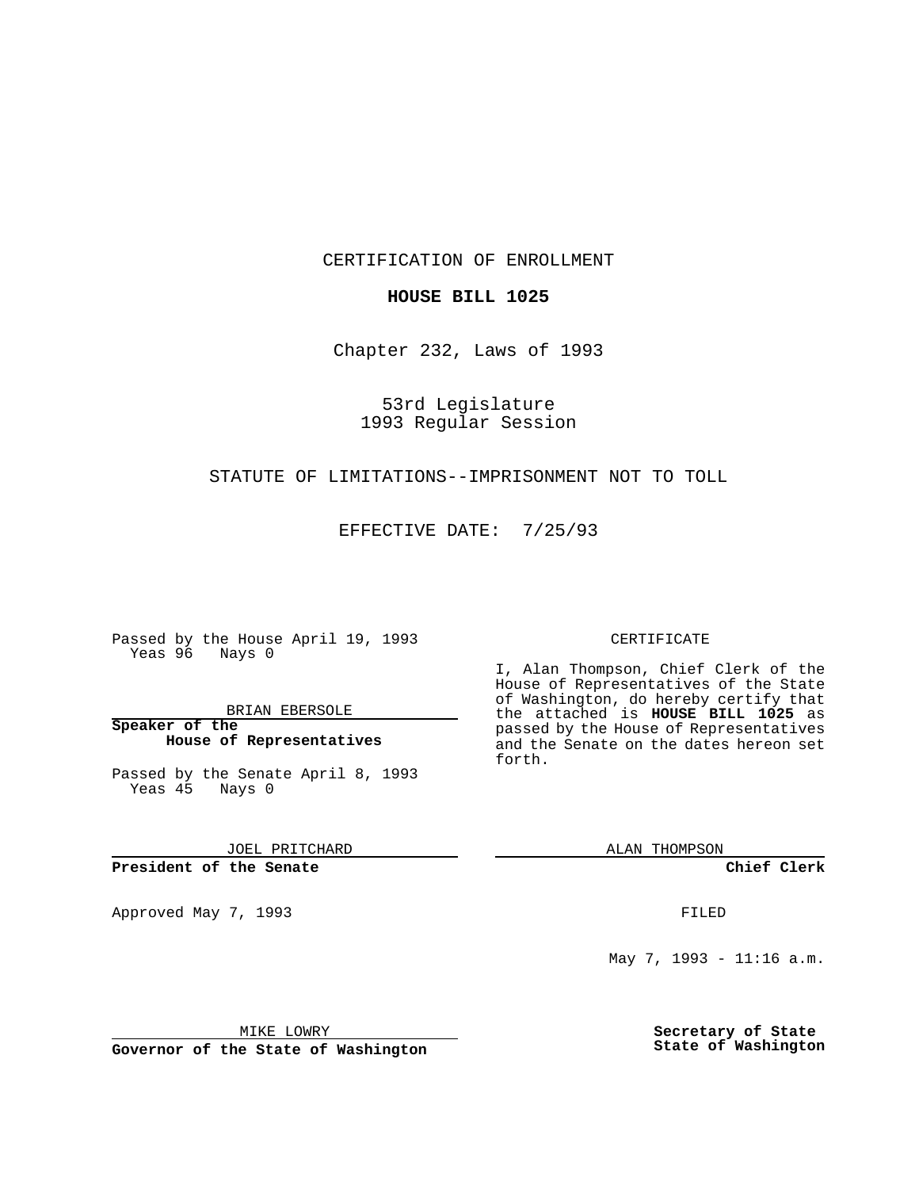CERTIFICATION OF ENROLLMENT

**HOUSE BILL 1025**

Chapter 232, Laws of 1993

53rd Legislature
1993 Regular Session

STATUTE OF LIMITATIONS--IMPRISONMENT NOT TO TOLL

EFFECTIVE DATE: 7/25/93

Passed by the House April 19, 1993
Yeas 96 Nays 0

BRIAN EBERSOLE

**Speaker of the House of Representatives**

Passed by the Senate April 8, 1993
Yeas 45 Nays 0

JOEL PRITCHARD

**President of the Senate**

Approved May 7, 1993

MIKE LOWRY

**Governor of the State of Washington**

CERTIFICATE

I, Alan Thompson, Chief Clerk of the House of Representatives of the State of Washington, do hereby certify that the attached is **HOUSE BILL 1025** as passed by the House of Representatives and the Senate on the dates hereon set forth.

ALAN THOMPSON

**Chief Clerk**

FILED

May 7, 1993 - 11:16 a.m.

**Secretary of State**
**State of Washington**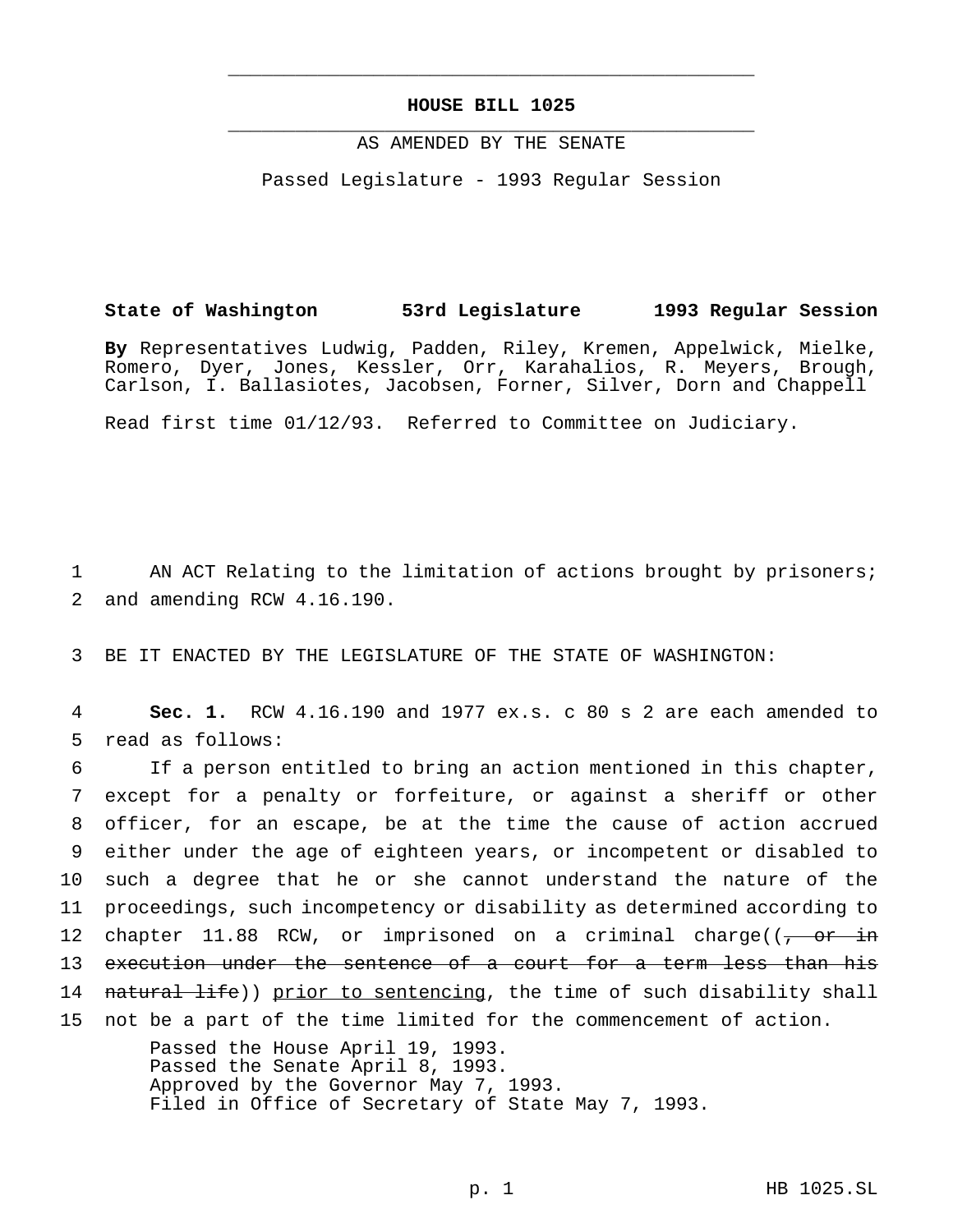# HOUSE BILL 1025

AS AMENDED BY THE SENATE

Passed Legislature - 1993 Regular Session

**State of Washington 53rd Legislature 1993 Regular Session**

**By** Representatives Ludwig, Padden, Riley, Kremen, Appelwick, Mielke, Romero, Dyer, Jones, Kessler, Orr, Karahalios, R. Meyers, Brough, Carlson, I. Ballasiotes, Jacobsen, Forner, Silver, Dorn and Chappell

Read first time 01/12/93. Referred to Committee on Judiciary.

AN ACT Relating to the limitation of actions brought by prisoners; and amending RCW 4.16.190.

BE IT ENACTED BY THE LEGISLATURE OF THE STATE OF WASHINGTON:

**Sec. 1.** RCW 4.16.190 and 1977 ex.s. c 80 s 2 are each amended to read as follows:

If a person entitled to bring an action mentioned in this chapter, except for a penalty or forfeiture, or against a sheriff or other officer, for an escape, be at the time the cause of action accrued either under the age of eighteen years, or incompetent or disabled to such a degree that he or she cannot understand the nature of the proceedings, such incompetency or disability as determined according to chapter 11.88 RCW, or imprisoned on a criminal charge((~~, or in execution under the sentence of a court for a term less than his natural life~~)) <u>prior to sentencing</u>, the time of such disability shall not be a part of the time limited for the commencement of action.

Passed the House April 19, 1993.
Passed the Senate April 8, 1993.
Approved by the Governor May 7, 1993.
Filed in Office of Secretary of State May 7, 1993.